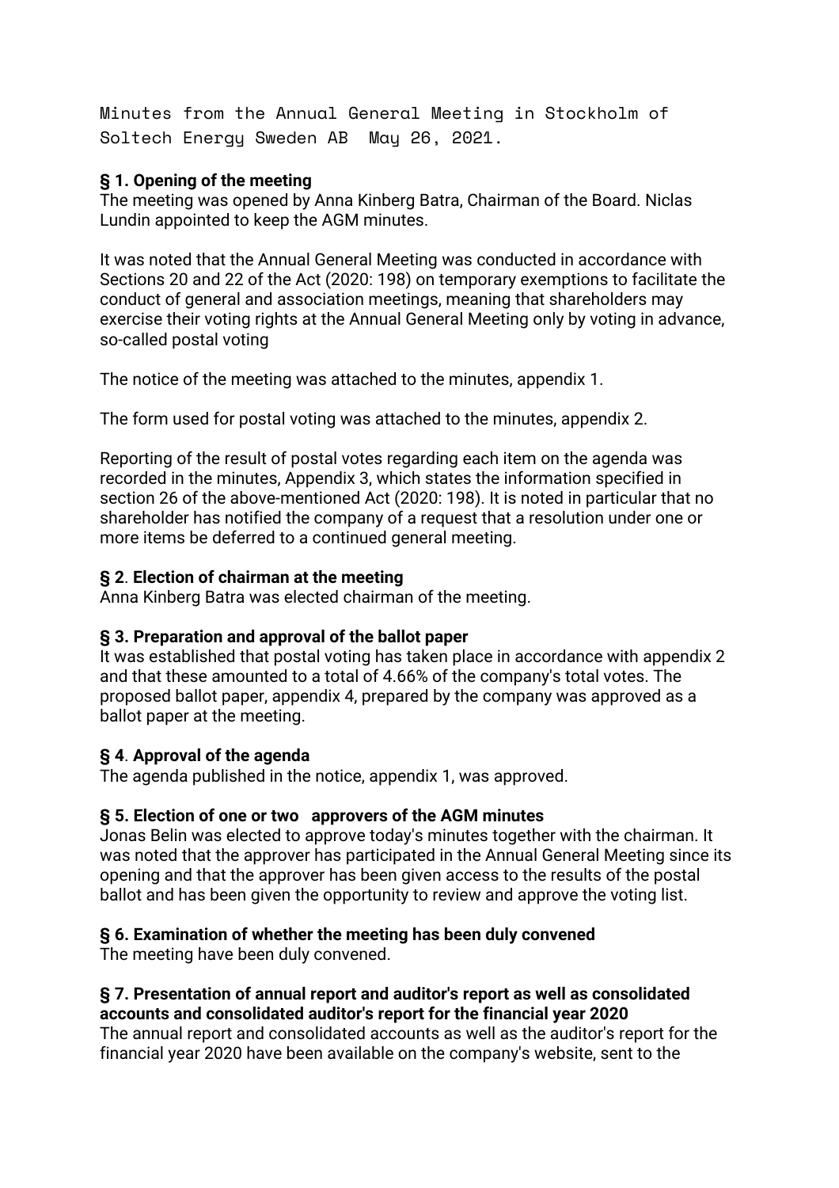Minutes from the Annual General Meeting in Stockholm of Soltech Energy Sweden AB May 26, 2021.

### § 1. Opening of the meeting

The meeting was opened by Anna Kinberg Batra, Chairman of the Board. Niclas Lundin appointed to keep the AGM minutes.

It was noted that the Annual General Meeting was conducted in accordance with Sections 20 and 22 of the Act (2020: 198) on temporary exemptions to facilitate the conduct of general and association meetings, meaning that shareholders may exercise their voting rights at the Annual General Meeting only by voting in advance, so-called postal voting

The notice of the meeting was attached to the minutes, appendix 1.

The form used for postal voting was attached to the minutes, appendix 2.

Reporting of the result of postal votes regarding each item on the agenda was recorded in the minutes, Appendix 3, which states the information specified in section 26 of the above-mentioned Act (2020: 198). It is noted in particular that no shareholder has notified the company of a request that a resolution under one or more items be deferred to a continued general meeting.

### § 2. Election of chairman at the meeting

Anna Kinberg Batra was elected chairman of the meeting.

### § 3. Preparation and approval of the ballot paper

It was established that postal voting has taken place in accordance with appendix 2 and that these amounted to a total of 4.66% of the company's total votes. The proposed ballot paper, appendix 4, prepared by the company was approved as a ballot paper at the meeting.

### § 4. Approval of the agenda

The agenda published in the notice, appendix 1, was approved.

### § 5. Election of one or two approvers of the AGM minutes

Jonas Belin was elected to approve today's minutes together with the chairman. It was noted that the approver has participated in the Annual General Meeting since its opening and that the approver has been given access to the results of the postal ballot and has been given the opportunity to review and approve the voting list.

### § 6. Examination of whether the meeting has been duly convened

The meeting have been duly convened.

### § 7. Presentation of annual report and auditor's report as well as consolidated accounts and consolidated auditor's report for the financial year 2020

The annual report and consolidated accounts as well as the auditor's report for the financial year 2020 have been available on the company's website, sent to the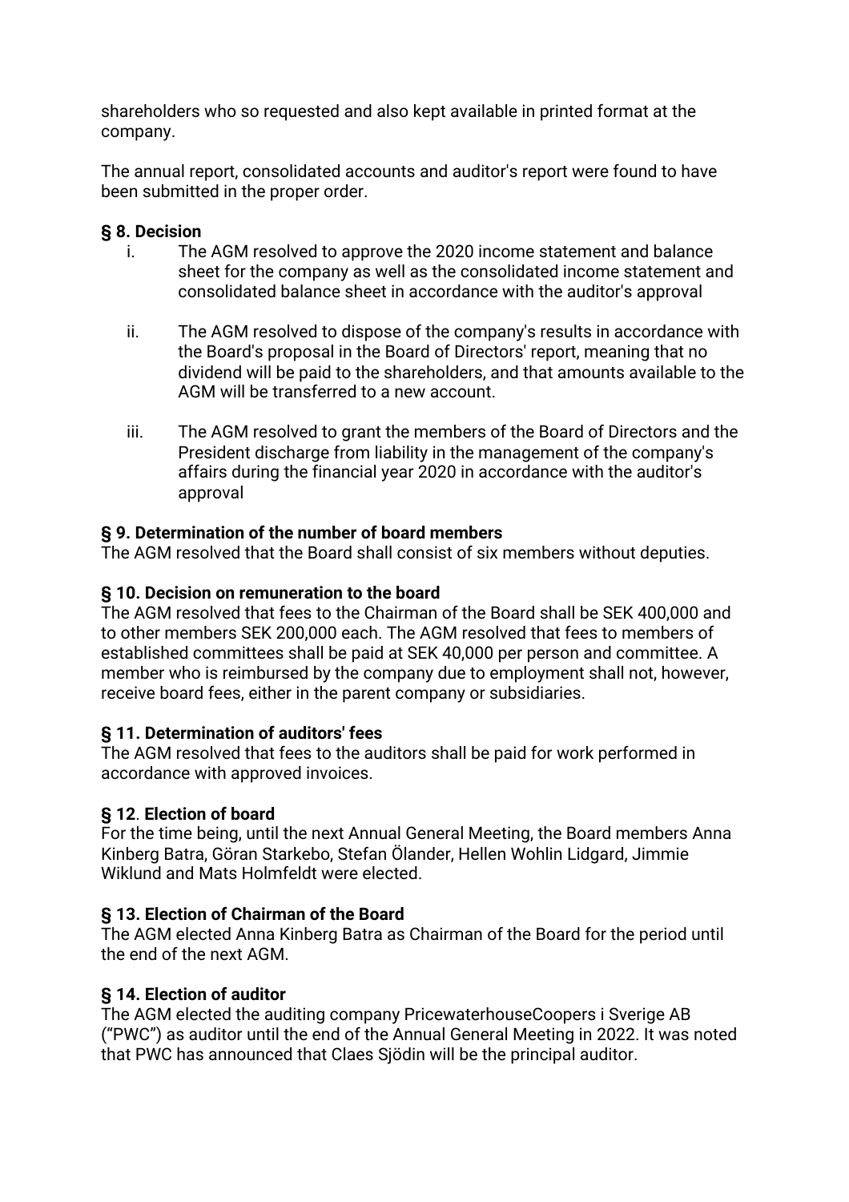shareholders who so requested and also kept available in printed format at the company.

The annual report, consolidated accounts and auditor's report were found to have been submitted in the proper order.

**§ 8. Decision**

i. The AGM resolved to approve the 2020 income statement and balance sheet for the company as well as the consolidated income statement and consolidated balance sheet in accordance with the auditor's approval

ii. The AGM resolved to dispose of the company's results in accordance with the Board's proposal in the Board of Directors' report, meaning that no dividend will be paid to the shareholders, and that amounts available to the AGM will be transferred to a new account.

iii. The AGM resolved to grant the members of the Board of Directors and the President discharge from liability in the management of the company's affairs during the financial year 2020 in accordance with the auditor's approval

**§ 9. Determination of the number of board members**

The AGM resolved that the Board shall consist of six members without deputies.

**§ 10. Decision on remuneration to the board**

The AGM resolved that fees to the Chairman of the Board shall be SEK 400,000 and to other members SEK 200,000 each. The AGM resolved that fees to members of established committees shall be paid at SEK 40,000 per person and committee. A member who is reimbursed by the company due to employment shall not, however, receive board fees, either in the parent company or subsidiaries.

**§ 11. Determination of auditors' fees**

The AGM resolved that fees to the auditors shall be paid for work performed in accordance with approved invoices.

**§ 12. Election of board**

For the time being, until the next Annual General Meeting, the Board members Anna Kinberg Batra, Göran Starkebo, Stefan Ölander, Hellen Wohlin Lidgard, Jimmie Wiklund and Mats Holmfeldt were elected.

**§ 13. Election of Chairman of the Board**

The AGM elected Anna Kinberg Batra as Chairman of the Board for the period until the end of the next AGM.

**§ 14. Election of auditor**

The AGM elected the auditing company PricewaterhouseCoopers i Sverige AB ("PWC") as auditor until the end of the Annual General Meeting in 2022. It was noted that PWC has announced that Claes Sjödin will be the principal auditor.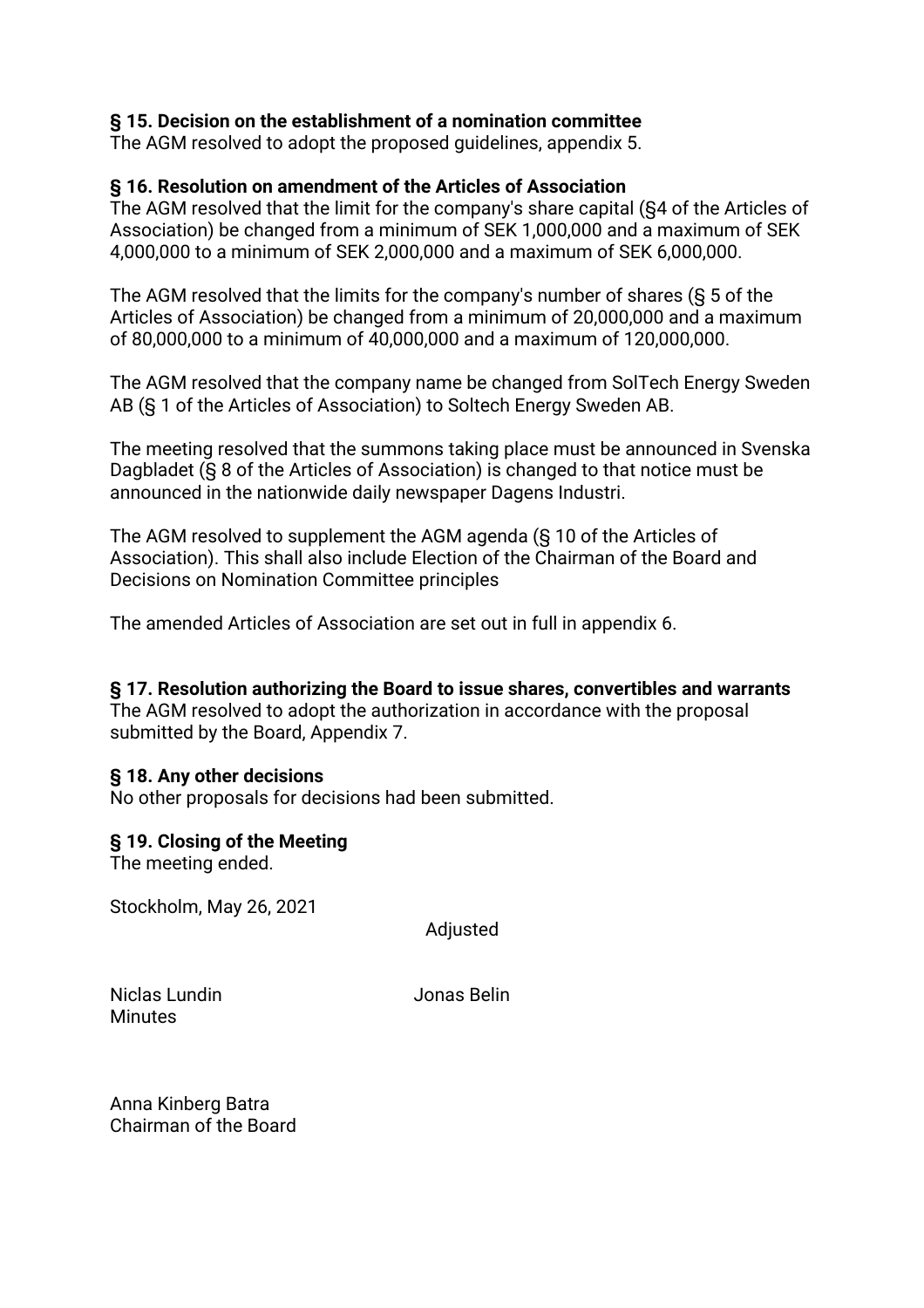**§ 15. Decision on the establishment of a nomination committee**
The AGM resolved to adopt the proposed guidelines, appendix 5.

**§ 16. Resolution on amendment of the Articles of Association**
The AGM resolved that the limit for the company's share capital (§4 of the Articles of Association) be changed from a minimum of SEK 1,000,000 and a maximum of SEK 4,000,000 to a minimum of SEK 2,000,000 and a maximum of SEK 6,000,000.

The AGM resolved that the limits for the company's number of shares (§ 5 of the Articles of Association) be changed from a minimum of 20,000,000 and a maximum of 80,000,000 to a minimum of 40,000,000 and a maximum of 120,000,000.

The AGM resolved that the company name be changed from SolTech Energy Sweden AB (§ 1 of the Articles of Association) to Soltech Energy Sweden AB.

The meeting resolved that the summons taking place must be announced in Svenska Dagbladet (§ 8 of the Articles of Association) is changed to that notice must be announced in the nationwide daily newspaper Dagens Industri.

The AGM resolved to supplement the AGM agenda (§ 10 of the Articles of Association). This shall also include Election of the Chairman of the Board and Decisions on Nomination Committee principles

The amended Articles of Association are set out in full in appendix 6.

**§ 17. Resolution authorizing the Board to issue shares, convertibles and warrants**
The AGM resolved to adopt the authorization in accordance with the proposal submitted by the Board, Appendix 7.

**§ 18. Any other decisions**
No other proposals for decisions had been submitted.

**§ 19. Closing of the Meeting**
The meeting ended.

Stockholm, May 26, 2021

Adjusted

Niclas Lundin
Minutes

Jonas Belin

Anna Kinberg Batra
Chairman of the Board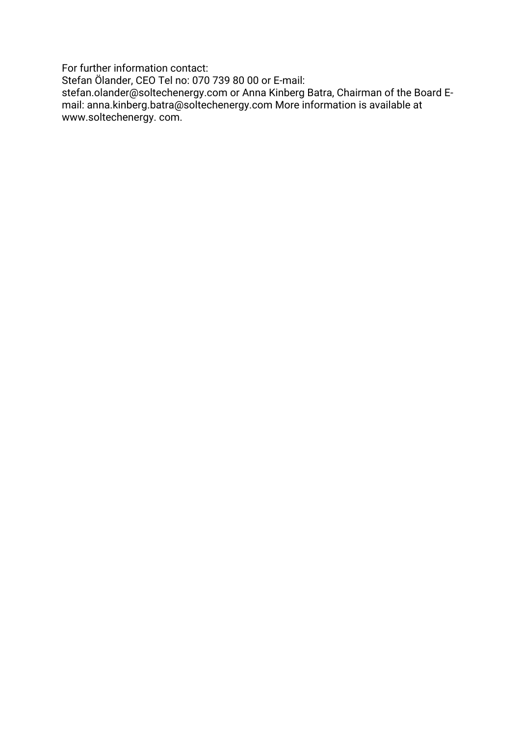For further information contact:
Stefan Ölander, CEO Tel no: 070 739 80 00 or E-mail:
stefan.olander@soltechenergy.com or Anna Kinberg Batra, Chairman of the Board E-mail: anna.kinberg.batra@soltechenergy.com More information is available at www.soltechenergy. com.